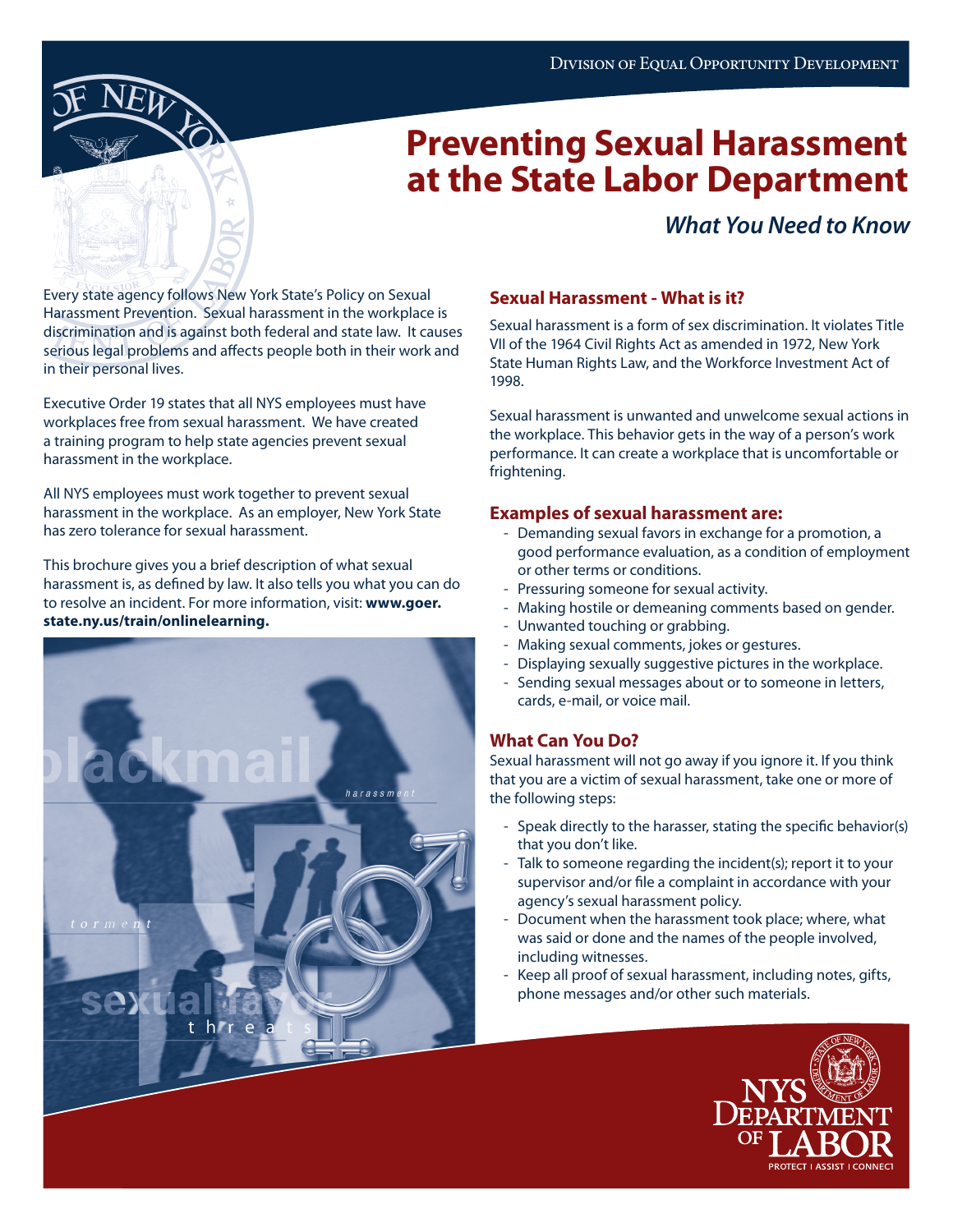Division of Equal Opportunity Development

# Preventing Sexual Harassment at the State Labor Department

*What You Need to Know*

Every state agency follows New York State's Policy on Sexual Harassment Prevention. Sexual harassment in the workplace is discrimination and is against both federal and state law. It causes serious legal problems and affects people both in their work and in their personal lives.

Executive Order 19 states that all NYS employees must have workplaces free from sexual harassment. We have created a training program to help state agencies prevent sexual harassment in the workplace.

All NYS employees must work together to prevent sexual harassment in the workplace. As an employer, New York State has zero tolerance for sexual harassment.

This brochure gives you a brief description of what sexual harassment is, as defined by law. It also tells you what you can do to resolve an incident. For more information, visit: **www.goer.state.ny.us/train/onlinelearning.**

## Sexual Harassment - What is it?

Sexual harassment is a form of sex discrimination. It violates Title VII of the 1964 Civil Rights Act as amended in 1972, New York State Human Rights Law, and the Workforce Investment Act of 1998.

Sexual harassment is unwanted and unwelcome sexual actions in the workplace. This behavior gets in the way of a person's work performance. It can create a workplace that is uncomfortable or frightening.

## Examples of sexual harassment are:

- Demanding sexual favors in exchange for a promotion, a good performance evaluation, as a condition of employment or other terms or conditions.
- Pressuring someone for sexual activity.
- Making hostile or demeaning comments based on gender.
- Unwanted touching or grabbing.
- Making sexual comments, jokes or gestures.
- Displaying sexually suggestive pictures in the workplace.
- Sending sexual messages about or to someone in letters, cards, e-mail, or voice mail.

## What Can You Do?

Sexual harassment will not go away if you ignore it. If you think that you are a victim of sexual harassment, take one or more of the following steps:

- Speak directly to the harasser, stating the specific behavior(s) that you don't like.
- Talk to someone regarding the incident(s); report it to your supervisor and/or file a complaint in accordance with your agency's sexual harassment policy.
- Document when the harassment took place; where, what was said or done and the names of the people involved, including witnesses.
- Keep all proof of sexual harassment, including notes, gifts, phone messages and/or other such materials.

NYS Department of Labor
PROTECT | ASSIST | CONNECT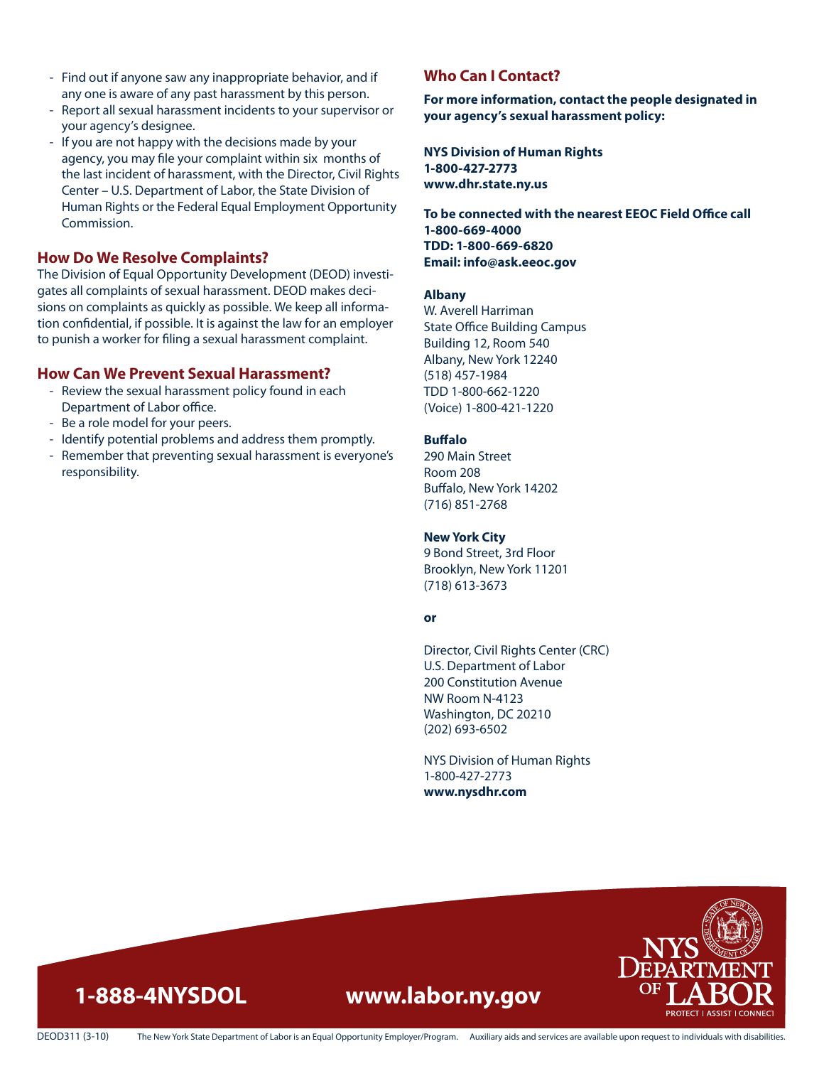- Find out if anyone saw any inappropriate behavior, and if any one is aware of any past harassment by this person.
- Report all sexual harassment incidents to your supervisor or your agency's designee.
- If you are not happy with the decisions made by your agency, you may file your complaint within six months of the last incident of harassment, with the Director, Civil Rights Center – U.S. Department of Labor, the State Division of Human Rights or the Federal Equal Employment Opportunity Commission.

## How Do We Resolve Complaints?

The Division of Equal Opportunity Development (DEOD) investigates all complaints of sexual harassment. DEOD makes decisions on complaints as quickly as possible. We keep all information confidential, if possible. It is against the law for an employer to punish a worker for filing a sexual harassment complaint.

## How Can We Prevent Sexual Harassment?

- Review the sexual harassment policy found in each Department of Labor office.
- Be a role model for your peers.
- Identify potential problems and address them promptly.
- Remember that preventing sexual harassment is everyone's responsibility.

## Who Can I Contact?

**For more information, contact the people designated in your agency's sexual harassment policy:**

**NYS Division of Human Rights**
**1-800-427-2773**
**www.dhr.state.ny.us**

**To be connected with the nearest EEOC Field Office call**
**1-800-669-4000**
**TDD: 1-800-669-6820**
**Email: info@ask.eeoc.gov**

**Albany**
W. Averell Harriman
State Office Building Campus
Building 12, Room 540
Albany, New York 12240
(518) 457-1984
TDD 1-800-662-1220
(Voice) 1-800-421-1220

**Buffalo**
290 Main Street
Room 208
Buffalo, New York 14202
(716) 851-2768

**New York City**
9 Bond Street, 3rd Floor
Brooklyn, New York 11201
(718) 613-3673

**or**

Director, Civil Rights Center (CRC)
U.S. Department of Labor
200 Constitution Avenue
NW Room N-4123
Washington, DC 20210
(202) 693-6502

NYS Division of Human Rights
1-800-427-2773
**www.nysdhr.com**

**1-888-4NYSDOL** **www.labor.ny.gov**

NYS Department of Labor
PROTECT | ASSIST | CONNECT

DEOD311 (3-10) The New York State Department of Labor is an Equal Opportunity Employer/Program. Auxiliary aids and services are available upon request to individuals with disabilities.